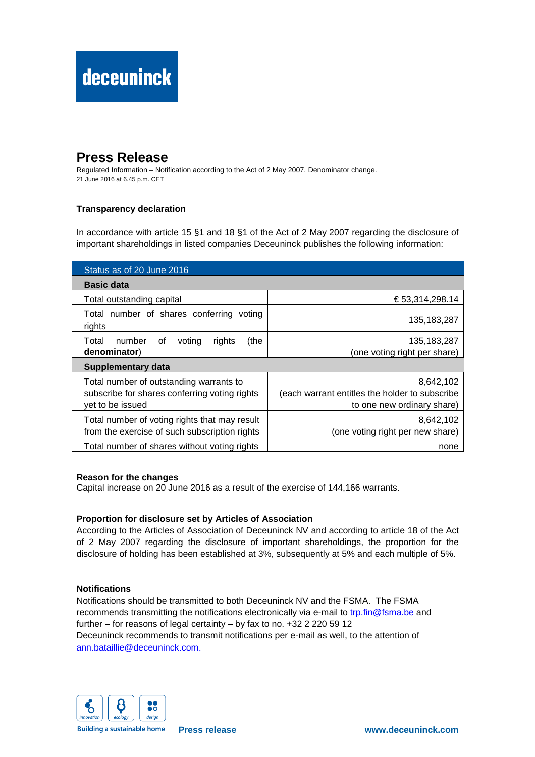deceuninck

# Press Release

Regulated Information – Notification according to the Act of 2 May 2007. Denominator change.
21 June 2016 at 6.45 p.m. CET

## Transparency declaration

In accordance with article 15 §1 and 18 §1 of the Act of 2 May 2007 regarding the disclosure of important shareholdings in listed companies Deceuninck publishes the following information:

| Status as of 20 June 2016 | |
|---|---|
| **Basic data** | |
| Total outstanding capital | € 53,314,298.14 |
| Total number of shares conferring voting rights | 135,183,287 |
| Total number of voting rights (the **denominator**) | 135,183,287 (one voting right per share) |
| **Supplementary data** | |
| Total number of outstanding warrants to subscribe for shares conferring voting rights yet to be issued | 8,642,102 (each warrant entitles the holder to subscribe to one new ordinary share) |
| Total number of voting rights that may result from the exercise of such subscription rights | 8,642,102 (one voting right per new share) |
| Total number of shares without voting rights | none |

**Reason for the changes**
Capital increase on 20 June 2016 as a result of the exercise of 144,166 warrants.

**Proportion for disclosure set by Articles of Association**
According to the Articles of Association of Deceuninck NV and according to article 18 of the Act of 2 May 2007 regarding the disclosure of important shareholdings, the proportion for the disclosure of holding has been established at 3%, subsequently at 5% and each multiple of 5%.

**Notifications**
Notifications should be transmitted to both Deceuninck NV and the FSMA. The FSMA recommends transmitting the notifications electronically via e-mail to trp.fin@fsma.be and further – for reasons of legal certainty – by fax to no. +32 2 220 59 12
Deceuninck recommends to transmit notifications per e-mail as well, to the attention of ann.bataillie@deceuninck.com.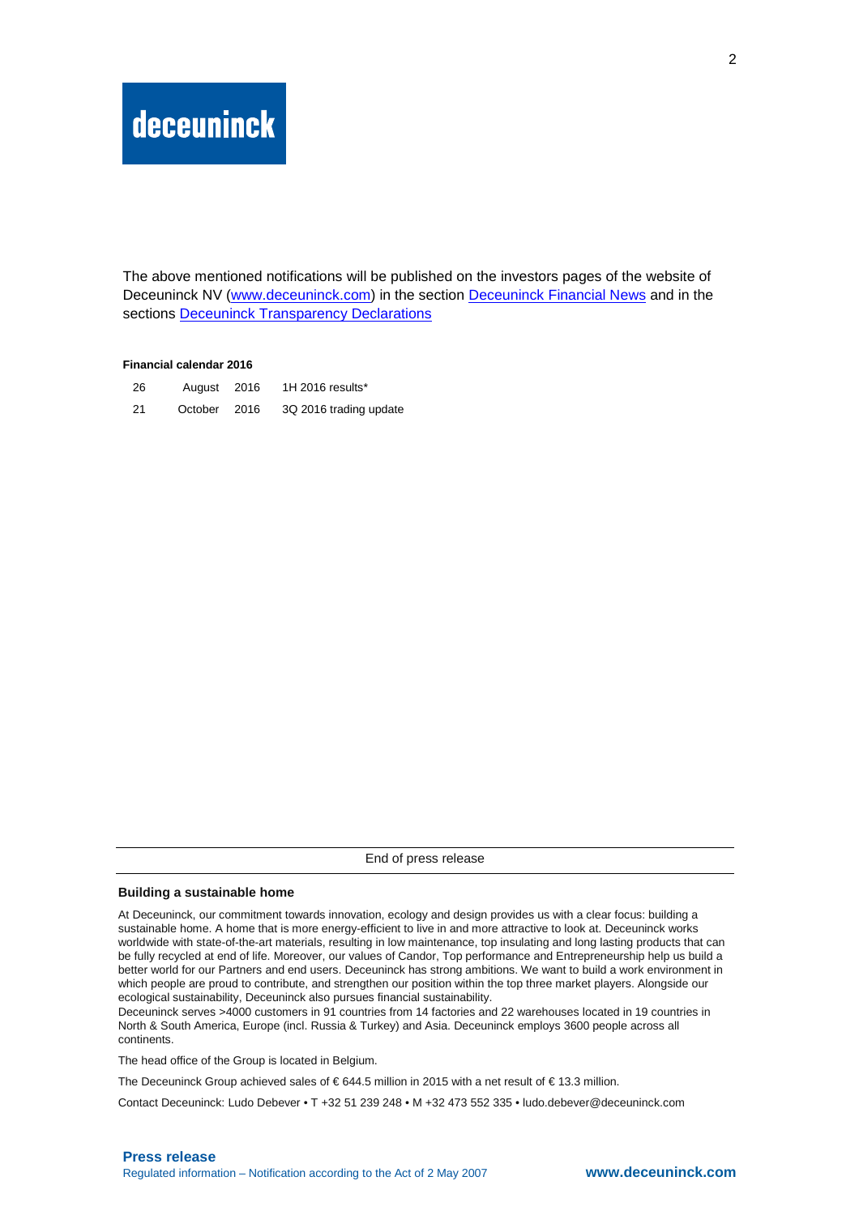The above mentioned notifications will be published on the investors pages of the website of Deceuninck NV (www.deceuninck.com) in the section Deceuninck Financial News and in the sections Deceuninck Transparency Declarations

**Financial calendar 2016**

| | | | |
|---|---|---|---|
| 26 | August | 2016 | 1H 2016 results* |
| 21 | October | 2016 | 3Q 2016 trading update |

End of press release

**Building a sustainable home**

At Deceuninck, our commitment towards innovation, ecology and design provides us with a clear focus: building a sustainable home. A home that is more energy-efficient to live in and more attractive to look at. Deceuninck works worldwide with state-of-the-art materials, resulting in low maintenance, top insulating and long lasting products that can be fully recycled at end of life. Moreover, our values of Candor, Top performance and Entrepreneurship help us build a better world for our Partners and end users. Deceuninck has strong ambitions. We want to build a work environment in which people are proud to contribute, and strengthen our position within the top three market players. Alongside our ecological sustainability, Deceuninck also pursues financial sustainability.
Deceuninck serves >4000 customers in 91 countries from 14 factories and 22 warehouses located in 19 countries in North & South America, Europe (incl. Russia & Turkey) and Asia. Deceuninck employs 3600 people across all continents.

The head office of the Group is located in Belgium.

The Deceuninck Group achieved sales of € 644.5 million in 2015 with a net result of € 13.3 million.

Contact Deceuninck: Ludo Debever • T +32 51 239 248 • M +32 473 552 335 • ludo.debever@deceuninck.com